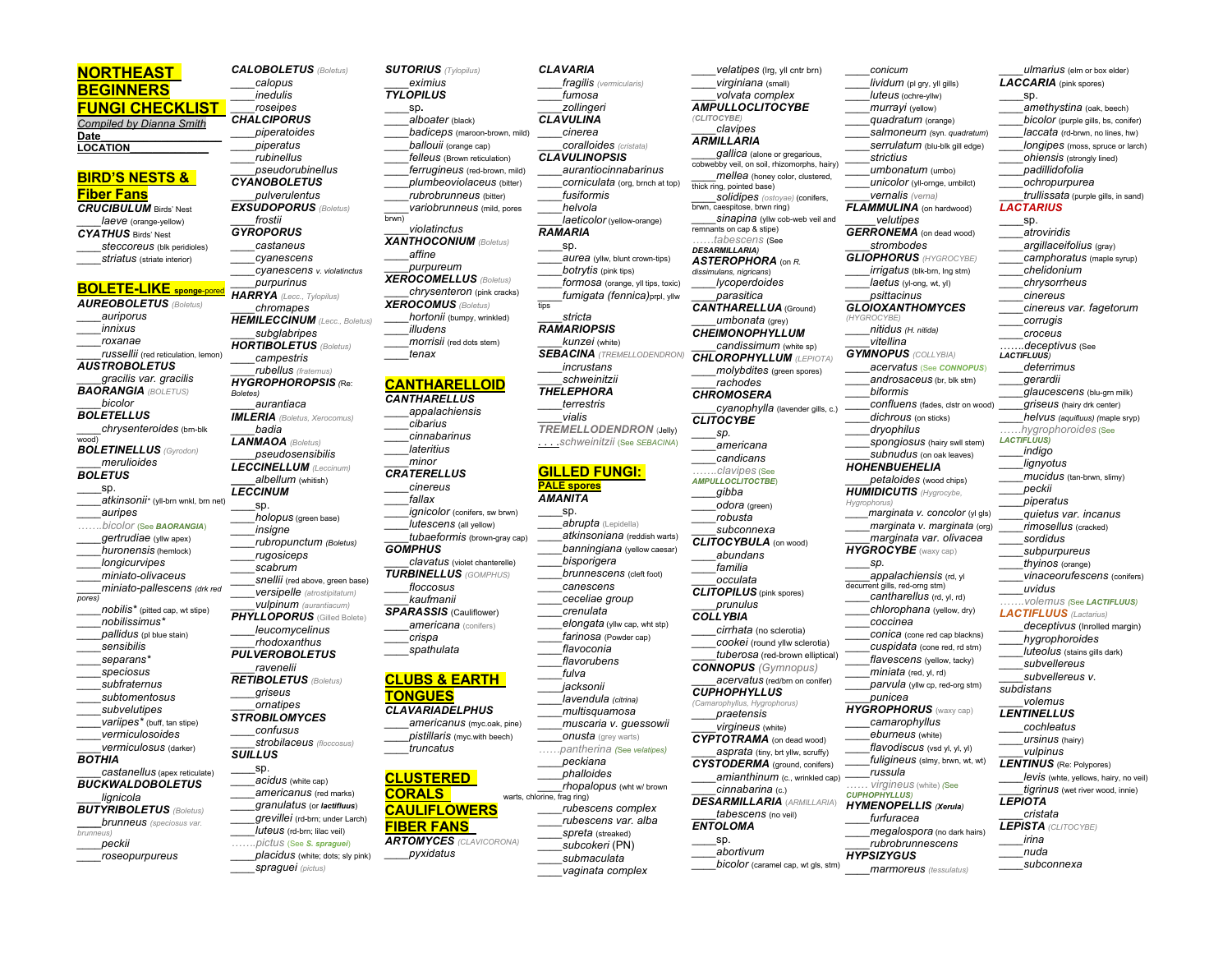# NORTHEAST BEGINNERS FUNGI CHECKLIST

Compiled by Dianna Smith

**Date**

**LOCATION**______________

## BIRD'S NESTS & Fiber Fans

***CRUCIBULUM*** Birds' Nest

____*laeve* (orange-yellow)

***CYATHUS*** Birds' Nest

____*steccoreus* (blk peridioles)

____*striatus* (striate interior)

## BOLETE-LIKE sponge-pored

***AUREOBOLETUS*** (Boletus)

____*auriporus*

____*innixus*

____*roxanae*

____*russellii* (red reticulation, lemon)

***AUSTROBOLETUS***

____*gracilis var. gracilis*

***BAORANGIA*** (BOLETUS)

____*bicolor*

***BOLETELLUS***

____*chrysenteroides* (brn-blk wood)

***BOLETINELLUS*** (Gyrodon)

____*merulioides*

***BOLETUS***

____sp.

____*atkinsonii** (yll-brn wnkl, brn net)

____*auripes*

……*bicolor* (See ***BAORANGIA***)

____*gertrudiae* (yllw apex)

____*huronensis* (hemlock)

____*longicurvipes*

____*miniato-olivaceus*

____*miniato-pallescens* (drk red pores)

____*nobilis** (pitted cap, wt stipe)

____*nobilissimus**

____*pallidus* (pl blue stain)

____*sensibilis*

____*separans**

____*speciosus*

____*subfraternus*

____*subtomentosus*

____*subvelutipes*

____*variipes** (buff, tan stipe)

____*vermiculosoides*

____*vermiculosus* (darker)

***BOTHIA***

____*castanellus* (apex reticulate)

***BUCKWALDOBOLETUS***

____*lignicola*

***BUTYRIBOLETUS*** (Boletus)

____*brunneus* (speciosus var. brunneus)

____*peckii*

____*roseopurpureus*

***CALOBOLETUS*** (Boletus)

____*calopus*

____*inedulis*

____*roseipes*

***CHALCIPORUS***

____*piperatoides*

____*piperatus*

____*rubinellus*

____*pseudorubinellus*

***CYANOBOLETUS***

____*pulverulentus*

***EXSUDOPORUS*** (Boletus)

____*frostii*

***GYROPORUS***

____*castaneus*

____*cyanescens*

____*cyanescens v. violatinctus*

____*purpurinus*

***HARRYA*** (Lecc., Tylopilus)

____*chromapes*

***HEMILECCINUM*** (Lecc., Boletus)

____*subglabripes*

***HORTIBOLETUS*** (Boletus)

____*campestris*

____*rubellus* (fraternus)

***HYGROPHOROPSIS*** (Re: Boletes)

____*aurantiaca*

***IMLERIA*** (Boletus, Xerocomus)

____*badia*

***LANMAOA*** (Boletus)

____*pseudosensibilis*

***LECCINELLUM*** (Leccinum)

____*albellum* (whitish)

***LECCINUM***

____sp.

____*holopus* (green base)

____*insigne*

____*rubropunctum* (Boletus)

____*rugosiceps*

____*scabrum*

____*snellii* (red above, green base)

____*versipelle* (atrostipitatum)

____*vulpinum* (aurantiacum)

***PHYLLOPORUS*** (Gilled Bolete)

____*leucomycelinus*

____*rhodoxanthus*

***PULVEROBOLETUS***

____*ravenelii*

***RETIBOLETUS*** (Boletus)

____*griseus*

____*ornatipes*

***STROBILOMYCES***

____*confusus*

____*strobilaceus* (floccosus)

***SUILLUS***

____sp.

____*acidus* (white cap)

____*americanus* (red marks)

____*granulatus* (or ***lactifluus***)

____*grevillei* (rd-brn; under Larch)

____*luteus* (rd-brn; lilac veil)

……*pictus* (See ***S. spraguei***)

____*placidus* (white; dots; sly pink)

____*spraguei* (pictus)

***SUTORIUS*** (Tylopilus)

____*eximius*

***TYLOPILUS***

____sp.

____*alboater* (black)

____*badiceps* (maroon-brown, mild)

____*ballouii* (orange cap)

____*felleus* (Brown reticulation)

____*ferrugineus* (red-brown, mild)

____*plumbeoviolaceus* (bitter)

____*rubrobrunneus* (bitter)

____*variobrunneus* (mild, pores brwn)

____*violatinctus*

***XANTHOCONIUM*** (Boletus)

____*affine*

____*purpureum*

***XEROCOMELLUS*** (Boletus)

____*chrysenteron* (pink cracks)

***XEROCOMUS*** (Boletus)

____*hortonii* (bumpy, wrinkled)

____*illudens*

____*morrisii* (red dots stem)

____*tenax*

## CANTHARELLOID

***CANTHARELLUS***

____*appalachiensis*

____*cibarius*

____*cinnabarinus*

____*lateritius*

____*minor*

***CRATERELLUS***

____*cinereus*

____*fallax*

____*ignicolor* (conifers, sw brwn)

____*lutescens* (all yellow)

____*tubaeformis* (brown-gray cap)

***GOMPHUS***

____*clavatus* (violet chanterelle)

***TURBINELLUS*** (GOMPHUS)

____*floccosus*

____*kaufmanii*

***SPARASSIS*** (Cauliflower)

____*americana* (conifers)

____*crispa*

____*spathulata*

## CLUBS & EARTH TONGUES

***CLAVARIADELPHUS***

____*americanus* (myc.oak, pine)

____*pistillaris* (myc.with beech)

____*truncatus*

## CLUSTERED CORALS CAULIFLOWERS FIBER FANS

***ARTOMYCES*** (CLAVICORONA)

____*pyxidatus*

***CLAVARIA***

____*fragilis* (vermicularis)

____*fumosa*

____*zollingeri*

***CLAVULINA***

____*cinerea*

____*coralloides* (cristata)

***CLAVULINOPSIS***

____*aurantiocinnabarinus*

____*corniculata* (org, brnch at top)

____*fusiformis*

____*helvola*

____*laeticolor* (yellow-orange)

***RAMARIA***

____sp.

____*aurea* (yllw, blunt crown-tips)

____*botrytis* (pink tips)

____*formosa* (orange, yll tips, toxic)

____*fumigata (fennica)*prpl, yllw tips

____*stricta*

***RAMARIOPSIS***

____*kunzei* (white)

***SEBACINA*** (TREMELLODENDRON)

____*incrustans*

____*schweinitzii*

***THELEPHORA***

____*terrestris*

____*vialis*

***TREMELLODENDRON*** (Jelly)

. . . .*schweinitzii* (See *SEBACINA*)

## GILLED FUNGI:

### PALE spores

***AMANITA***

____sp.

____*abrupta* (Lepidella)

____*atkinsoniana* (reddish warts)

____*banningiana* (yellow caesar)

____*bisporigera*

____*brunnescens* (cleft foot)

____*canescens*

____*ceceliae group*

____*crenulata*

____*elongata* (yllw cap, wht stp)

____*farinosa* (Powder cap)

____*flavoconia*

____*flavorubens*

____*fulva*

____*jacksonii*

____*lavendula* (citrina)

____*multisquamosa*

____*muscaria v. guessowii*

____*onusta* (grey warts)

……*pantherina* (See *velatipes*)

____*peckiana*

____*phalloides*

____*rhopalopus* (wht w/ brown warts, chlorine, frag ring)

____*rubescens complex*

____*rubescens var. alba*

____*spreta* (streaked)

____*subcokeri* (PN)

____*submaculata*

____*vaginata complex*

____*velatipes* (lrg, yll cntr brn)

____*virginiana* (small)

____*volvata complex*

***AMPULLOCLITOCYBE*** (CLITOCYBE)

____*clavipes*

***ARMILLARIA***

____*gallica* (alone or gregarious, cobwebby veil, on soil, rhizomorphs, hairy)

____*mellea* (honey color, clustered, thick ring, pointed base)

____*solidipes* (ostoyae) (conifers, brwn, caespitose, brwn ring)

____*sinapina* (yllw cob-web veil and remnants on cap & stipe)

……*tabescens* (See ***DESARMILLARIA***)

***ASTEROPHORA*** (on *R. dissimulans, nigricans*)

____*lycoperdoides*

____*parasitica*

***CANTHARELLULA*** (Ground)

____*umbonata* (grey)

***CHEIMONOPHYLLUM***

____*candissimum* (white sp)

***CHLOROPHYLLUM*** (LEPIOTA)

____*molybdites* (green spores)

____*rachodes*

***CHROMOSERA***

____*cyanophylla* (lavender gills, c.)

***CLITOCYBE***

____*sp.*

____*americana*

____*candicans*

……*clavipes* (See ***AMPULLOCLITOCTBE***)

____*gibba*

____*odora* (green)

____*robusta*

____*subconnexa*

***CLITOCYBULA*** (on wood)

____*abundans*

____*familia*

____*occulata*

***CLITOPILUS*** (pink spores)

____*prunulus*

***COLLYBIA***

____*cirrhata* (no sclerotia)

____*cookei* (round yllw sclerotia)

____*tuberosa* (red-brown elliptical)

***CONNOPUS*** (Gymnopus)

____*acervatus* (red/brn on conifer)

***CUPHOPHYLLUS*** (Camarophyllus, Hygrophorus)

____*praetensis*

____*virgineus* (white)

***CYPTOTRAMA*** (on dead wood)

____*asprata* (tiny, brt yllw, scruffy)

***CYSTODERMA*** (ground, conifers)

____*amianthinum* (c., wrinkled cap)

____*cinnabarina* (c.)

***DESARMILLARIA*** (ARMILLARIA)

____*tabescens* (no veil)

***ENTOLOMA***

____sp.

____*abortivum*

____*bicolor* (caramel cap, wt gls, stm)

____*conicum*

____*lividum* (pl gry, yll gills)

____*luteus* (ochre-yllw)

____*murrayi* (yellow)

____*quadratum* (orange)

____*salmoneum* (syn. *quadratum*)

____*serrulatum* (blu-blk gill edge)

____*strictius*

____*umbonatum* (umbo)

____*unicolor* (yll-ornge, umbilct)

____*vernalis* (verna)

***FLAMMULINA*** (on hardwood)

____*velutipes*

***GERRONEMA*** (on dead wood)

____*strombodes*

***GLIOPHORUS*** (HYGROCYBE)

____*irrigatus* (blk-brn, lng stm)

____*laetus* (yl-ong, wt, yl)

____*psittacinus*

***GLOIOXANTHOMYCES*** (HYGROCYBE)

____*nitidus* (*H. nitida*)

____*vitellina*

***GYMNOPUS*** (COLLYBIA)

____*acervatus* (See ***CONNOPUS***)

____*androsaceus* (br, blk stm)

____*biformis*

____*confluens* (fades, clstr on wood)

____*dichrous* (on sticks)

____*dryophilus*

____*spongiosus* (hairy swll stem)

____*subnudus* (on oak leaves)

***HOHENBUEHELIA***

____*petaloides* (wood chips)

***HUMIDICUTIS*** (Hygrocybe, Hygrophorus)

____*marginata v. concolor* (yl gls)

____*marginata v. marginata* (org)

____*marginata var. olivacea*

***HYGROCYBE*** (waxy cap)

____*sp.*

____*appalachiensis* (rd, yl decurrent gills, red-orng stm)

____*cantharellus* (rd, yl, rd)

____*chlorophana* (yellow, dry)

____*coccinea*

____*conica* (cone red cap blackns)

____*cuspidata* (cone red, rd stm)

____*flavescens* (yellow, tacky)

____*miniata* (red, yl, rd)

____*parvula* (yllw cp, red-org stm)

____*punicea*

***HYGROPHORUS*** (waxy cap)

____*camarophyllus*

____*eburneus* (white)

____*flavodiscus* (vsd yl, yl, yl)

____*fuligineus* (slmy, brwn, wt, wt)

____*russula*

…… *virgineus* (white) (See ***CUPHOPHYLLUS***)

***HYMENOPELLIS*** (***Xerula***)

____*furfuracea*

____*megalospora* (no dark hairs)

____*rubrobrunnescens*

***HYPSIZYGUS***

____*marmoreus* (tessulatus)

____*ulmarius* (elm or box elder)

***LACCARIA*** (pink spores)

____sp.

____*amethystina* (oak, beech)

____*bicolor* (purple gills, bs, conifer)

____*laccata* (rd-brwn, no lines, hw)

____*longipes* (moss, spruce or larch)

____*ohiensis* (strongly lined)

____*padillidofolia*

____*ochropurpurea*

____*trullissata* (purple gills, in sand)

***LACTARIUS***

____sp.

____*atroviridis*

____*argillaceifolius* (gray)

____*camphoratus* (maple syrup)

____*chelidonium*

____*chrysorrheus*

____*cinereus*

____*cinereus var. fagetorum*

____*corrugis*

____*croceus*

…….*deceptivus* (See ***LACTIFLUUS***)

____*deterrimus*

____*gerardii*

____*glaucescens* (blu-grn milk)

____*griseus* (hairy drk center)

____*helvus* (aquifluus) (fenugreek, maple syrp)

……*hygrophoroides* (See ***LACTIFLUUS***)

____*indigo*

____*lignyotus*

____*mucidus* (tan-brwn, slimy)

____*peckii*

____*piperatus*

____*quietus var. incanus*

____*rimosellus* (cracked)

____*sordidus*

____*subpurpureus*

____*thyinos* (orange)

____*vinaceorufescens* (conifers)

____*uvidus*

…….*volemus* (See ***LACTIFLUUS***)

***LACTIFLUUS*** (Lactarius)

____*deceptivus* (Inrolled margin)

____*hygrophoroides*

____*luteolus* (stains gills dark)

____*subvellereus*

____*subvellereus v. subdistans*

____*volemus*

***LENTINELLUS***

____*cochleatus*

____*ursinus* (hairy)

____*vulpinus*

***LENTINUS*** (Re: Polypores)

____*levis* (white, yellows, hairy, no veil)

____*tigrinus* (wet river wood, innie)

***LEPIOTA***

____*cristata*

***LEPISTA*** (CLITOCYBE)

____*irina*

____*nuda*

____*subconnexa*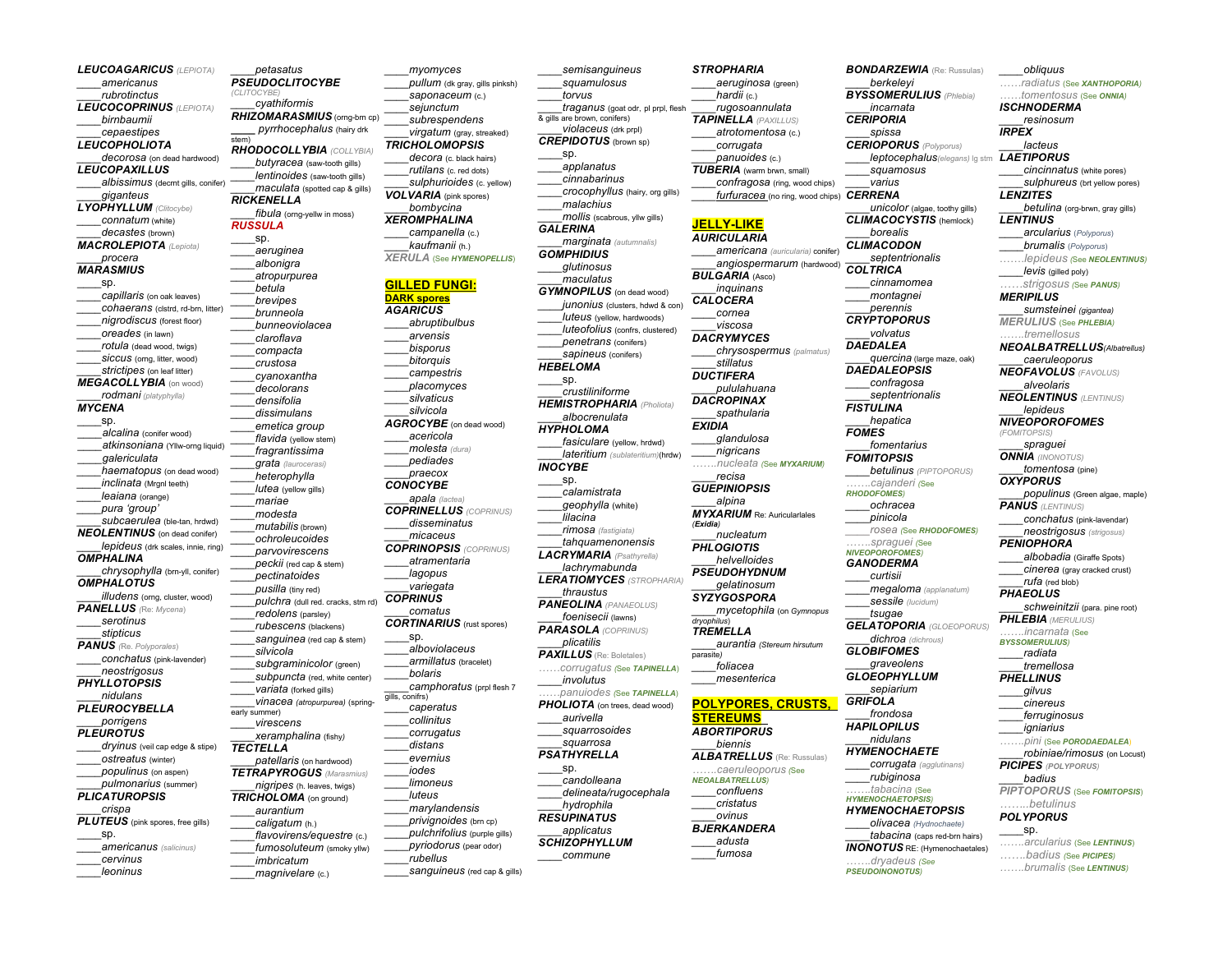***LEUCOAGARICUS*** *(LEPIOTA)*
____*americanus*
____*rubrotinctus*
***LEUCOCOPRINUS*** *(LEPIOTA)*
____*birnbaumii*
____*cepaestipes*
***LEUCOPHOLIOTA***
____*decorosa* (on dead hardwood)
***LEUCOPAXILLUS***
____*albissimus* (decrnt gills, conifer)
____*giganteus*
***LYOPHYLLUM*** *(Clitocybe)*
____*connatum* (white)
____*decastes* (brown)
***MACROLEPIOTA*** *(Lepiota)*
____*procera*
***MARASMIUS***
____sp.
____*capillaris* (on oak leaves)
____*cohaerans* (clstrd, rd-brn, litter)
____*nigrodiscus* (forest floor)
____*oreades* (in lawn)
____*rotula* (dead wood, twigs)
____*siccus* (orng, litter, wood)
____*strictipes* (on leaf litter)
***MEGACOLLYBIA*** *(on wood)*
____*rodmani* *(platyphylla)*
***MYCENA***
____sp.
____*alcalina* (conifer wood)
____*atkinsoniana* (Yllw-orng liquid)
____*galericulata*
____*haematopus* (on dead wood)
____*inclinata* (Mrgnl teeth)
____*leaiana* (orange)
____*pura 'group'*
____*subcaerulea* (ble-tan, hrdwd)
***NEOLENTINUS*** (on dead conifer)
____*lepideus* (drk scales, innie, ring)
***OMPHALINA***
____*chrysophylla* (brn-yll, conifer)
***OMPHALOTUS***
____*illudens* (orng, cluster, wood)
***PANELLUS*** *(Re: Mycena)*
____*serotinus*
____*stipticus*
***PANUS*** *(Re. Polyporales)*
____*conchatus* (pink-lavender)
____*neostrigosus*
***PHYLLOTOPSIS***
____*nidulans*
***PLEUROCYBELLA***
____*porrigens*
***PLEUROTUS***
____*dryinus* (veil cap edge & stipe)
____*ostreatus* (winter)
____*populinus* (on aspen)
____*pulmonarius* (summer)
***PLICATUROPSIS***
____*crispa*
***PLUTEUS*** (pink spores, free gills)
____sp.
____*americanus* *(salicinus)*
____*cervinus*
____*leoninus*
____*petasatus*
***PSEUDOCLITOCYBE***
*(CLITOCYBE)*
____*cyathiformis*
***RHIZOMARASMIUS*** (orng-brn cp)
____ *pyrrhocephalus* (hairy drk stem)
***RHODOCOLLYBIA*** *(COLLYBIA)*
____*butyracea* (saw-tooth gills)
____*lentinoides* (saw-tooth gills)
____*maculata* (spotted cap & gills)
***RICKENELLA***
____*fibula* (orng-yellw in moss)
***RUSSULA***
____sp.
____*aeruginea*
____*albonigra*
____*atropurpurea*
____*betula*
____*brevipes*
____*brunneola*
____*bunneoviolacea*
____*claroflava*
____*compacta*
____*crustosa*
____*cyanoxantha*
____*decolorans*
____*densifolia*
____*dissimulans*
____*emetica group*
____*flavida* (yellow stem)
____*fragrantissima*
____*grata* *(laurocerasi)*
____*heterophylla*
____*lutea* (yellow gills)
____*mariae*
____*modesta*
____*mutabilis* (brown)
____*ochroleucoides*
____*parvovirescens*
____*peckii* (red cap & stem)
____*pectinatoides*
____*pusilla* (tiny red)
____*pulchra* (dull red. cracks, stm rd)
____*redolens* (parsley)
____*rubescens* (blackens)
____*sanguinea* (red cap & stem)
____*silvicola*
____*subgraminicolor* (green)
____*subpuncta* (red, white center)
____*variata* (forked gills)
____*vinacea* *(atropurpurea)* (spring-early summer)
____*virescens*
____*xeramphalina* (fishy)
***TECTELLA***
____*patellaris* (on hardwood)
***TETRAPYROGUS*** *(Marasmius)*
____*nigripes* (h. leaves, twigs)
***TRICHOLOMA*** (on ground)
____*aurantium*
____*caligatum* (h.)
____*flavovirens/equestre* (c.)
____*fumosoluteum* (smoky yllw)
____*imbricatum*
____*magnivelare* (c.)
____*myomyces*
____*pullum* (dk gray, gills pinksh)
____*saponaceum* (c.)
____*sejunctum*
____*subresplendens*
____*virgatum* (gray, streaked)
***TRICHOLOMOPSIS***
____*decora* (c. black hairs)
____*rutilans* (c. red dots)
____*sulphurioides* (c. yellow)
***VOLVARIA*** (pink spores)
____*bombycina*
***XEROMPHALINA***
____*campanella* (c.)
____*kaufmanii* (h.)
***XERULA*** *(See **HYMENOPELLIS**)*

**GILLED FUNGI:**
**DARK spores**

***AGARICUS***
____*abruptibulbus*
____*arvensis*
____*bisporus*
____*bitorquis*
____*campestris*
____*placomyces*
____*silvaticus*
____*silvicola*
***AGROCYBE*** (on dead wood)
____*acericola*
____*molesta* *(dura)*
____*pediades*
____*praecox*
***CONOCYBE***
____*apala* *(lactea)*
***COPRINELLUS*** *(COPRINUS)*
____*disseminatus*
____*micaceus*
***COPRINOPSIS*** *(COPRINUS)*
____*atramentaria*
____*lagopus*
____*variegata*
***COPRINUS***
____*comatus*
***CORTINARIUS*** (rust spores)
____sp.
____*alboviolaceus*
____*armillatus* (bracelet)
____*bolaris*
____*camphoratus* (prpl flesh 7 gills, conifrs)
____*caperatus*
____*collinitus*
____*corrugatus*
____*distans*
____*evernius*
____*iodes*
____*limoneus*
____*luteus*
____*marylandensis*
____*privignoides* (brn cp)
____*pulchrifolius* (purple gills)
____*pyriodorus* (pear odor)
____*rubellus*
____*sanguineus* (red cap & gills)
____*semisanguineus*
____*squamulosus*
____*torvus*
____*traganus* (goat odr, pl prpl, flesh & gills are brown, conifers)
____*violaceus* (drk prpl)
***CREPIDOTUS*** (brown sp)
____sp.
____*applanatus*
____*cinnabarinus*
____*crocophyllus* (hairy, org gills)
____*malachius*
____*mollis* (scabrous, yllw gills)
***GALERINA***
____*marginata* *(autumnalis)*
***GOMPHIDIUS***
____*glutinosus*
____*maculatus*
***GYMNOPILUS*** (on dead wood)
____*junonius* (clusters, hdwd & con)
____*luteus* (yellow, hardwoods)
____*luteofolius* (confrs, clustered)
____*penetrans* (conifers)
____*sapineus* (conifers)
***HEBELOMA***
____sp.
____*crustiliniforme*
***HEMISTROPHARIA*** *(Pholiota)*
____*albocrenulata*
***HYPHOLOMA***
____*fasiculare* (yellow, hrdwd)
____*lateritium* *(sublateritium)*(hrdw)
***INOCYBE***
____sp.
____*calamistrata*
____*geophylla* (white)
____*lilacina*
____*rimosa* *(fastigiata)*
____*tahquamenonensis*
***LACRYMARIA*** *(Psathyrella)*
____*lachrymabunda*
***LERATIOMYCES*** *(STROPHARIA)*
____*thraustus*
***PANEOLINA*** *(PANAEOLUS)*
____*foenisecii* (lawns)
***PARASOLA*** *(COPRINUS)*
____*plicatilis*
***PAXILLUS*** *(Re: Boletales)*
……*corrugatus* *(See **TAPINELLA**)*
____*involutus*
……*panuoides* *(See **TAPINELLA**)*
***PHOLIOTA*** (on trees, dead wood)
____*aurivella*
____*squarrosoides*
____*squarrosa*
***PSATHYRELLA***
____sp.
____*candolleana*
____*delineata/rugocephala*
____*hydrophila*
***RESUPINATUS***
____*applicatus*
***SCHIZOPHYLLUM***
____*commune*
***STROPHARIA***
____*aeruginosa* (green)
____*hardii* (c.)
____*rugosoannulata*
***TAPINELLA*** *(PAXILLUS)*
____*atrotomentosa* (c.)
____*corrugata*
____*panuoides* (c.)
***TUBERIA*** (warm brwn, small)
____*confragosa* (ring, wood chips)
____*furfuracea* (no ring, wood chips)

**JELLY-LIKE**

***AURICULARIA***
____*americana* *(auricularia)* conifer)
____*angiospermarum* (hardwood)
***BULGARIA*** (Asco)
____*inquinans*
***CALOCERA***
____*cornea*
____*viscosa*
***DACRYMYCES***
____*chrysospermus* *(palmatus)*
____*stillatus*
***DUCTIFERA***
____*pululahuana*
***DACROPINAX***
____*spathularia*
***EXIDIA***
____*glandulosa*
____*nigricans*
……*nucleata* *(See **MYXARIUM**)*
____*recisa*
***GUEPINIOPSIS***
____*alpina*
***MYXARIUM*** Re: Auriculariales *(Exidia)*
____*nucleatum*
***PHLOGIOTIS***
____*helvelloides*
***PSEUDOHYDNUM***
____*gelatinosum*
***SYZYGOSPORA***
____*mycetophila* (on *Gymnopus dryophilus*)
***TREMELLA***
____*aurantia* (*Stereum hirsutum* parasite)
____*foliacea*
____*mesenterica*

**POLYPORES, CRUSTS, STEREUMS**

***ABORTIPORUS***
____*biennis*
***ALBATRELLUS*** *(Re: Russulas)*
……*caeruleoporus* *(See **NEOALBATRELLUS**)*
____*confluens*
____*cristatus*
____*ovinus*
***BJERKANDERA***
____*adusta*
____*fumosa*
***BONDARZEWIA*** *(Re: Russulas)*
____*berkeleyi*
***BYSSOMERULIUS*** *(Phlebia)*
____*incarnata*
***CERIPORIA***
____*spissa*
***CERIOPORUS*** *(Polyporus)*
____*leptocephalus*(*elegans*) lg stm
____*squamosus*
____*varius*
***CERRENA***
____*unicolor* (algae, toothy gills)
***CLIMACOCYSTIS*** (hemlock)
____*borealis*
***CLIMACODON***
____*septentrionalis*
***COLTRICA***
____*cinnamomea*
____*montagnei*
____*perennis*
***CRYPTOPORUS***
____*volvatus*
***DAEDALEA***
____*quercina* (large maze, oak)
***DAEDALEOPSIS***
____*confragosa*
____*septentrionalis*
***FISTULINA***
____*hepatica*
***FOMES***
____*fomentarius*
***FOMITOPSIS***
____*betulinus* *(PIPTOPORUS)*
……*cajanderi* *(See **RHODOFOMES**)*
____*ochracea*
____*pinicola*
____*rosea* *(See **RHODOFOMES**)*
……*spraguei* *(See **NIVEOPOROFOMES**)*
***GANODERMA***
____*curtisii*
____*megaloma* *(applanatum)*
____*sessile* *(lucidum)*
____*tsugae*
***GELATOPORIA*** *(GLOEOPORUS)*
____*dichroa* *(dichrous)*
***GLOBIFOMES***
____*graveolens*
***GLOEOPHYLLUM***
____*sepiarium*
***GRIFOLA***
____*frondosa*
***HAPILOPILUS***
____*nidulans*
***HYMENOCHAETE***
____*corrugata* *(agglutinans)*
____*rubiginosa*
……*tabacina* *(See **HYMENOCHAETOPSIS**)*
***HYMENOCHAETOPSIS***
____*olivacea* *(Hydnochaete)*
____*tabacina* (caps red-brn hairs)
***INONOTUS*** RE: (Hymenochaetales)
……*dryadeus* *(See **PSEUDOINONOTUS**)*
____*obliquus*
……*radiatus* *(See **XANTHOPORIA**)*
……*tomentosus* *(See **ONNIA**)*
***ISCHNODERMA***
____*resinosum*
***IRPEX***
____*lacteus*
***LAETIPORUS***
____*cincinnatus* (white pores)
____*sulphureus* (brt yellow pores)
***LENZITES***
____*betulina* (org-brwn, gray gills)
***LENTINUS***
____*arcularius* *(Polyporus)*
____*brumalis* *(Polyporus)*
……*lepideus* *(See **NEOLENTINUS**)*
____*levis* (gilled poly)
……*strigosus* *(See **PANUS**)*
***MERIPILUS***
____*sumsteinei* *(gigantea)*
***MERULIUS*** *(See **PHLEBIA**)*
……*tremellosus*
***NEOALBATRELLUS***(*Albatrellus*)
____*caeruleoporus*
***NEOFAVOLUS*** *(FAVOLUS)*
____*alveolaris*
***NEOLENTINUS*** *(LENTINUS)*
____*lepideus*
***NIVEOPOROFOMES***
*(FOMITOPSIS)*
____*spraguei*
***ONNIA*** *(INONOTUS)*
____*tomentosa* (pine)
***OXYPORUS***
____*populinus* (Green algae, maple)
***PANUS*** *(LENTINUS)*
____*conchatus* (pink-lavendar)
____*neostrigosus* *(strigosus)*
***PENIOPHORA***
____*albobadia* (Giraffe Spots)
____*cinerea* (gray cracked crust)
____*rufa* (red blob)
***PHAEOLUS***
____*schweinitzii* (para. pine root)
***PHLEBIA*** *(MERULIUS)*
……*incarnata* *(See **BYSSOMERULIUS**)*
____*radiata*
____*tremellosa*
***PHELLINUS***
____*gilvus*
____*cinereus*
____*ferruginosus*
____*igniarius*
……*pini* *(See **PORODAEDALEA**)*
____*robiniae/rimosus* on Locust)
***PICIPES*** *(POLYPORUS)*
____*badius*
***PIPTOPORUS*** *(See **FOMITOPSIS**)*
……*betulinus*
***POLYPORUS***
____sp.
……*arcularius* *(See **LENTINUS**)*
……*badius* *(See **PICIPES**)*
……*brumalis* *(See **LENTINUS**)*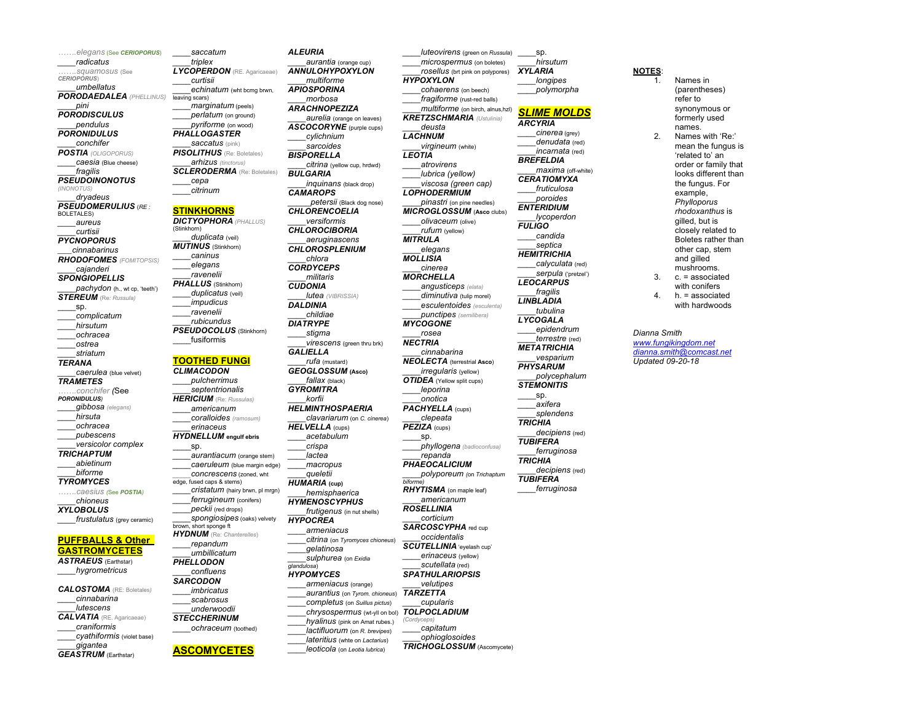…….*elegans* (See ***CERIOPORUS***)
____*radicatus*
…….*squamosus* (See ***CERIOPORUS***)
____*umbellatus*
***PORODAEDALEA*** (*PHELLINUS*)
____*pini*
***PORODISCULUS***
____*pendulus*
***PORONIDULUS***
____*conchifer*
***POSTIA*** (*OLIGOPORUS*)
____*caesia* (Blue cheese)
____*fragilis*
***PSEUDOINONOTUS*** (*INONOTUS*)
____*dryadeus*
***PSEUDOMERULIUS*** (*RE : BOLETALES*)
____*aureus*
____*curtisii*
***PYCNOPORUS***
___*cinnabarinus*
***RHODOFOMES*** (*FOMITOPSIS*)
____*cajanderi*
***SPONGIOPELLIS***
____*pachydon* (h., wt cp, 'teeth')
***STEREUM*** (Re: *Russula*)
____sp.
____*complicatum*
____*hirsutum*
____*ochracea*
____*ostrea*
____*striatum*
***TERANA***
____*caerulea* (blue velvet)
***TRAMETES***
…….*conchifer* (See ***PORONIDULUS***)
____*gibbosa* (*elegans*)
____*hirsuta*
____*ochracea*
____*pubescens*
____*versicolor complex*
***TRICHAPTUM***
____*abietinum*
____*biforme*
***TYROMYCES***
…….*caesius* (See ***POSTIA***)
____*chioneus*
***XYLOBOLUS***
____*frustulatus* (grey ceramic)

## PUFFBALLS & Other GASTROMYCETES

***ASTRAEUS*** (Earthstar)
____*hygrometricus*

***CALOSTOMA*** (RE: Boletales)
____*cinnabarina*
____*lutescens*
***CALVATIA*** (RE. Agaricaeae)
____*craniformis*
____*cyathiformis* (violet base)
____*gigantea*
***GEASTRUM*** (Earthstar)
____*saccatum*
____*triplex*
***LYCOPERDON*** (RE. Agaricaeae)
____*curtisii*
____*echinatum* (wht bcmg brwn, leaving scars)
____*marginatum* (peels)
____*perlatum* (on ground)
____*pyriforme* (on wood)
***PHALLOGASTER***
____*saccatus* (pink)
***PISOLITHUS*** (Re: Boletales)
____*arhizus* (*tinctorus*)
***SCLERODERMA*** (Re: Boletales)
____*cepa*
____*citrinum*

## STINKHORNS

***DICTYOPHORA*** (*PHALLUS*) (Stinkhorn)
____*duplicata* (veil)
***MUTINUS*** (Stinkhorn)
____*caninus*
____*elegans*
____*ravenelii*
***PHALLUS*** (Stinkhorn)
____*duplicatus* (veil)
____*impudicus*
____*ravenelii*
____*rubicundus*
***PSEUDOCOLUS*** (Stinkhorn)
____fusiformis

## TOOTHED FUNGI

***CLIMACODON***
____*pulcherrimus*
____*septentrionalis*
***HERICIUM*** (Re: *Russulas*)
____*americanum*
____*coralloides* (*ramosum*)
____*erinaceus*
***HYDNELLUM* engulf ebris**
____sp.
____*aurantiacum* (orange stem)
____*caeruleum* (blue margin edge)
____*concrescens* (zoned, wht edge, fused caps & stems)
____*cristatum* (hairy brwn, pl mrgn)
____*ferrugineum* (conifers)
____*peckii* (red drops)
____*spongiosipes* (oaks) velvety brown, short sponge ft
***HYDNUM*** (Re: *Chanterelles*)
____*repandum*
____*umbillicatum*
***PHELLODON***
____*confluens*
***SARCODON***
____*imbricatus*
____*scabrosus*
____*underwoodii*
***STECCHERINUM***
____*ochraceum* (toothed)

## ASCOMYCETES

***ALEURIA***
____*aurantia* (orange cup)
***ANNULOHYPOXYLON***
____*multiforme*
***APIOSPORINA***
____*morbosa*
***ARACHNOPEZIZA***
____*aurelia* (orange on leaves)
***ASCOCORYNE*** (purple cups)
____*cylichnium*
____*sarcoides*
***BISPORELLA***
____*citrina* (yellow cup, hrdwd)
***BULGARIA***
____*inquinans* (black drop)
***CAMAROPS***
____*petersii* (Black dog nose)
***CHLORENCOELIA***
____*versiformis*
***CHLOROCIBORIA***
____*aeruginascens*
***CHLOROSPLENIUM***
____*chlora*
***CORDYCEPS***
____*militaris*
***CUDONIA***
____*lutea* (*VIBRISSIA*)
***DALDINIA***
____*childiae*
***DIATRYPE***
____*stigma*
____*virescens* (green thru brk)
***GALIELLA***
____*rufa* (mustard)
***GEOGLOSSUM* (Asco)**
____*fallax* (black)
***GYROMITRA***
____*korfii*
***HELMINTHOSPAERIA***
____*clavariarum* (on *C. cinerea*)
***HELVELLA*** (cups)
____*acetabulum*
____*crispa*
____*lactea*
____*macropus*
____*queletii*
***HUMARIA* (cup)**
____*hemisphaerica*
***HYMENOSCYPHUS***
____*frutigenus* (in nut shells)
***HYPOCREA***
____*armeniacus*
____*citrina* (on *Tyromyces chioneus*)
____*gelatinosa*
____*sulphurea* (on *Exidia glandulosa*)
***HYPOMYCES***
____*armeniacus* (orange)
____*aurantius* (on *Tyrom. chioneus*)
____*completus* (on *Suillus pictus*)
____*chrysospermus* (wt-yll on bol)
____*hyalinus* (pink on Amat rubes.)
____*lactifluorum* (on *R. brevipes*)
____*lateritius* (whte on *Lactarius*)
____*leoticola* (on *Leotia lubrica*)
____*luteovirens* (green on *Russula*)
____*microspermus* (on boletes)
____*rosellus* (brt pink on polypores)
***HYPOXYLON***
____*cohaerens* (on beech)
____*fragiforme* (rust-red balls)
____*multiforme* (on birch, alnus,hzl)
***KRETZSCHMARIA*** (*Ustulinia*)
____*deusta*
***LACHNUM***
____*virgineum* (white)
***LEOTIA***
____*atrovirens*
____*lubrica (yellow)*
____*viscosa (green cap)*
***LOPHODERMIUM***
____*pinastri* (on pine needles)
***MICROGLOSSUM*** (**Asco** clubs)
____*olivaceum* (olive)
____*rufum* (yellow)
***MITRULA***
____*elegans*
***MOLLISIA***
____*cinerea*
***MORCHELLA***
____*angusticeps* (*elata*)
____*diminutiva* (tulip morel)
____*esculentoides* (*esculenta*)
____*punctipes* (*semilibera*)
***MYCOGONE***
____*rosea*
***NECTRIA***
____*cinnabarina*
***NEOLECTA*** (terrestrial **Asco**)
____*irregularis* (yellow)
***OTIDEA*** (Yellow split cups)
____*leporina*
____*onotica*
***PACHYELLA*** (cups)
____*clepeata*
***PEZIZA*** (cups)
____sp.
____*phyllogena* (*badioconfusa*)
____*repanda*
***PHAEOCALICIUM***
____*polyporeum* (on *Trichaptum biforme*)
***RHYTISMA*** (on maple leaf)
____*americanum*
***ROSELLINIA***
____*corticium*
***SARCOSCYPHA*** red cup
____*occidentalis*
***SCUTELLINIA*** 'eyelash cup'
____*erinaceus* (yellow)
____*scutellata* (red)
***SPATHULARIOPSIS***
____*velutipes*
***TARZETTA***
____*cupularis*
***TOLPOCLADIUM*** (*Cordyceps*)
____*capitatum*
____*ophioglosoides*
***TRICHOGLOSSUM*** (Ascomycete)
____sp.
____*hirsutum*
***XYLARIA***
____*longipes*
____*polymorpha*

## SLIME MOLDS

***ARCYRIA***
____*cinerea* (grey)
____*denudata* (red)
____*incarnata* (red)
***BREFELDIA***
____*maxima* (off-white)
***CERATIOMYXA***
____*fruticulosa*
____*poroides*
***ENTERIDIUM***
____*lycoperdon*
***FULIGO***
____*candida*
____*septica*
***HEMITRICHIA***
____*calyculata* (red)
____*serpula* ('pretzel')
***LEOCARPUS***
____*fragilis*
***LINBLADIA***
____*tubulina*
***LYCOGALA***
____*epidendrum*
____*terrestre* (red)
***METATRICHIA***
____*vesparium*
***PHYSARUM***
____*polycephalum*
***STEMONITIS***
____sp.
____*axifera*
____*splendens*
***TRICHIA***
____*decipiens* (red)
***TUBIFERA***
____*ferruginosa*
***TRICHIA***
____*decipiens* (red)
***TUBIFERA***
____*ferruginosa*

**NOTES**:

1. Names in (parentheses) refer to synonymous or formerly used names.
2. Names with 'Re:' mean the fungus is 'related to' an order or family that looks different than the fungus. For example, *Phylloporus rhodoxanthus* is gilled, but is closely related to Boletes rather than other cap, stem and gilled mushrooms.
3. c. = associated with conifers
4. h. = associated with hardwoods

*Dianna Smith*
*www.fungikingdom.net*
*dianna.smith@comcast.net*
*Updated 09-20-18*